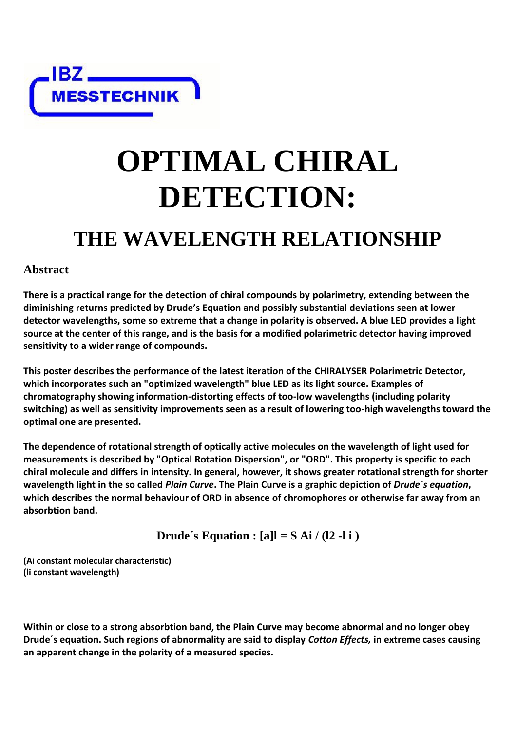IBZ MESSTECHNIK

# OPTIMAL CHIRAL DETECTION:

## THE WAVELENGTH RELATIONSHIP

### Abstract

**There is a practical range for the detection of chiral compounds by polarimetry, extending between the diminishing returns predicted by Drude's Equation and possibly substantial deviations seen at lower detector wavelengths, some so extreme that a change in polarity is observed. A blue LED provides a light source at the center of this range, and is the basis for a modified polarimetric detector having improved sensitivity to a wider range of compounds.**

**This poster describes the performance of the latest iteration of the CHIRALYSER Polarimetric Detector, which incorporates such an "optimized wavelength" blue LED as its light source. Examples of chromatography showing information-distorting effects of too-low wavelengths (including polarity switching) as well as sensitivity improvements seen as a result of lowering too-high wavelengths toward the optimal one are presented.**

**The dependence of rotational strength of optically active molecules on the wavelength of light used for measurements is described by "Optical Rotation Dispersion", or "ORD". This property is specific to each chiral molecule and differs in intensity. In general, however, it shows greater rotational strength for shorter wavelength light in the so called *Plain Curve*. The Plain Curve is a graphic depiction of *Drude´s equation*, which describes the normal behaviour of ORD in absence of chromophores or otherwise far away from an absorbtion band.**

**Drude´s Equation : [a]l = S Ai / (l2 -l i )**

**(Ai constant molecular characteristic)**
**(li constant wavelength)**

**Within or close to a strong absorbtion band, the Plain Curve may become abnormal and no longer obey Drude´s equation. Such regions of abnormality are said to display *Cotton Effects,* in extreme cases causing an apparent change in the polarity of a measured species.**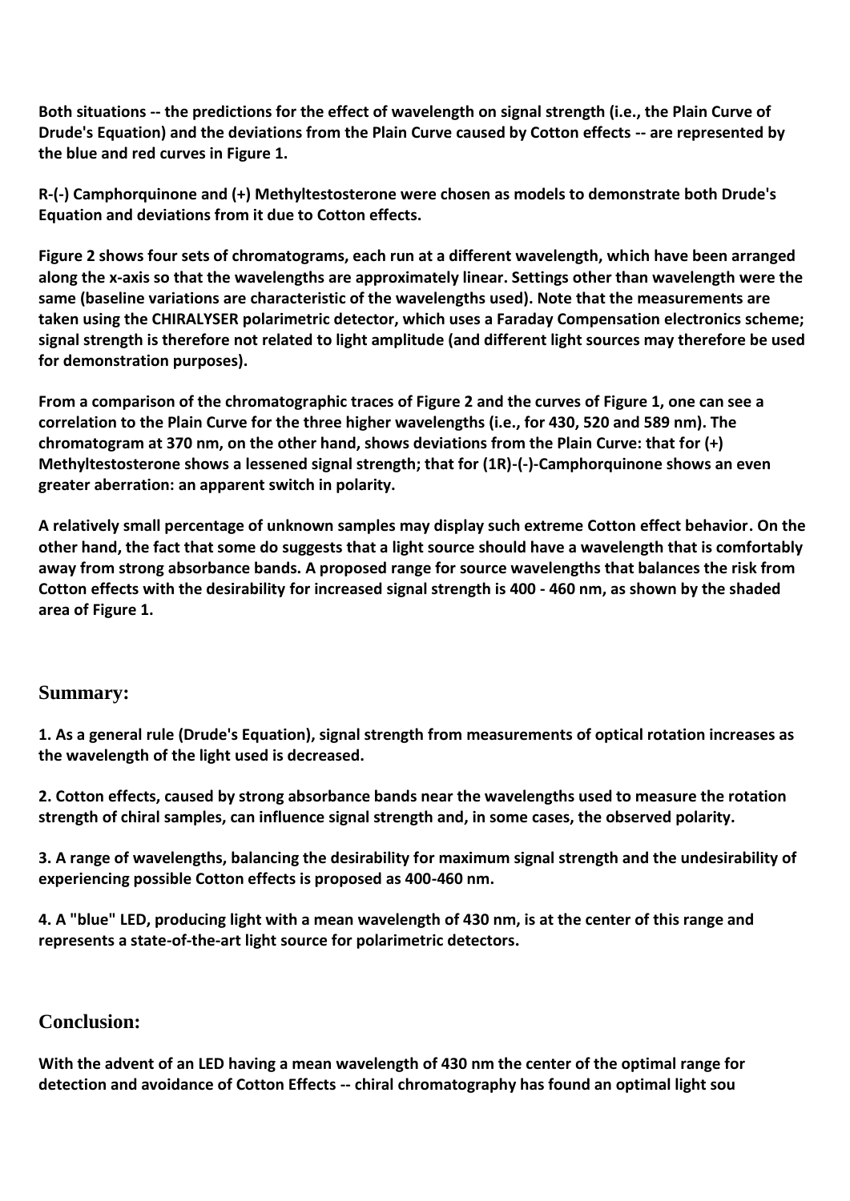**Both situations -- the predictions for the effect of wavelength on signal strength (i.e., the Plain Curve of Drude's Equation) and the deviations from the Plain Curve caused by Cotton effects -- are represented by the blue and red curves in Figure 1.**

**R-(-) Camphorquinone and (+) Methyltestosterone were chosen as models to demonstrate both Drude's Equation and deviations from it due to Cotton effects.**

**Figure 2 shows four sets of chromatograms, each run at a different wavelength, which have been arranged along the x-axis so that the wavelengths are approximately linear. Settings other than wavelength were the same (baseline variations are characteristic of the wavelengths used). Note that the measurements are taken using the CHIRALYSER polarimetric detector, which uses a Faraday Compensation electronics scheme; signal strength is therefore not related to light amplitude (and different light sources may therefore be used for demonstration purposes).**

**From a comparison of the chromatographic traces of Figure 2 and the curves of Figure 1, one can see a correlation to the Plain Curve for the three higher wavelengths (i.e., for 430, 520 and 589 nm). The chromatogram at 370 nm, on the other hand, shows deviations from the Plain Curve: that for (+) Methyltestosterone shows a lessened signal strength; that for (1R)-(-)-Camphorquinone shows an even greater aberration: an apparent switch in polarity.**

**A relatively small percentage of unknown samples may display such extreme Cotton effect behavior. On the other hand, the fact that some do suggests that a light source should have a wavelength that is comfortably away from strong absorbance bands. A proposed range for source wavelengths that balances the risk from Cotton effects with the desirability for increased signal strength is 400 - 460 nm, as shown by the shaded area of Figure 1.**

## Summary:

**1. As a general rule (Drude's Equation), signal strength from measurements of optical rotation increases as the wavelength of the light used is decreased.**

**2. Cotton effects, caused by strong absorbance bands near the wavelengths used to measure the rotation strength of chiral samples, can influence signal strength and, in some cases, the observed polarity.**

**3. A range of wavelengths, balancing the desirability for maximum signal strength and the undesirability of experiencing possible Cotton effects is proposed as 400-460 nm.**

**4. A "blue" LED, producing light with a mean wavelength of 430 nm, is at the center of this range and represents a state-of-the-art light source for polarimetric detectors.**

## Conclusion:

**With the advent of an LED having a mean wavelength of 430 nm the center of the optimal range for detection and avoidance of Cotton Effects -- chiral chromatography has found an optimal light sou**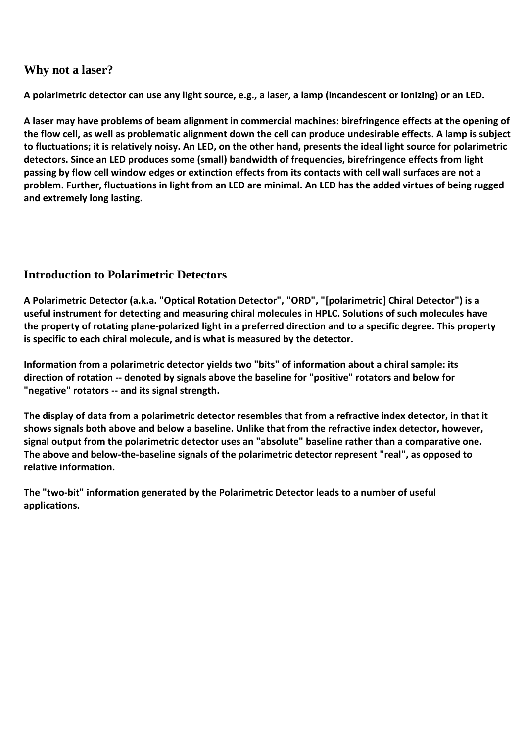## Why not a laser?

**A polarimetric detector can use any light source, e.g., a laser, a lamp (incandescent or ionizing) or an LED.**

**A laser may have problems of beam alignment in commercial machines: birefringence effects at the opening of the flow cell, as well as problematic alignment down the cell can produce undesirable effects. A lamp is subject to fluctuations; it is relatively noisy. An LED, on the other hand, presents the ideal light source for polarimetric detectors. Since an LED produces some (small) bandwidth of frequencies, birefringence effects from light passing by flow cell window edges or extinction effects from its contacts with cell wall surfaces are not a problem. Further, fluctuations in light from an LED are minimal. An LED has the added virtues of being rugged and extremely long lasting.**

## Introduction to Polarimetric Detectors

**A Polarimetric Detector (a.k.a. "Optical Rotation Detector", "ORD", "[polarimetric] Chiral Detector") is a useful instrument for detecting and measuring chiral molecules in HPLC. Solutions of such molecules have the property of rotating plane-polarized light in a preferred direction and to a specific degree. This property is specific to each chiral molecule, and is what is measured by the detector.**

**Information from a polarimetric detector yields two "bits" of information about a chiral sample: its direction of rotation -- denoted by signals above the baseline for "positive" rotators and below for "negative" rotators -- and its signal strength.**

**The display of data from a polarimetric detector resembles that from a refractive index detector, in that it shows signals both above and below a baseline. Unlike that from the refractive index detector, however, signal output from the polarimetric detector uses an "absolute" baseline rather than a comparative one. The above and below-the-baseline signals of the polarimetric detector represent "real", as opposed to relative information.**

**The "two-bit" information generated by the Polarimetric Detector leads to a number of useful applications.**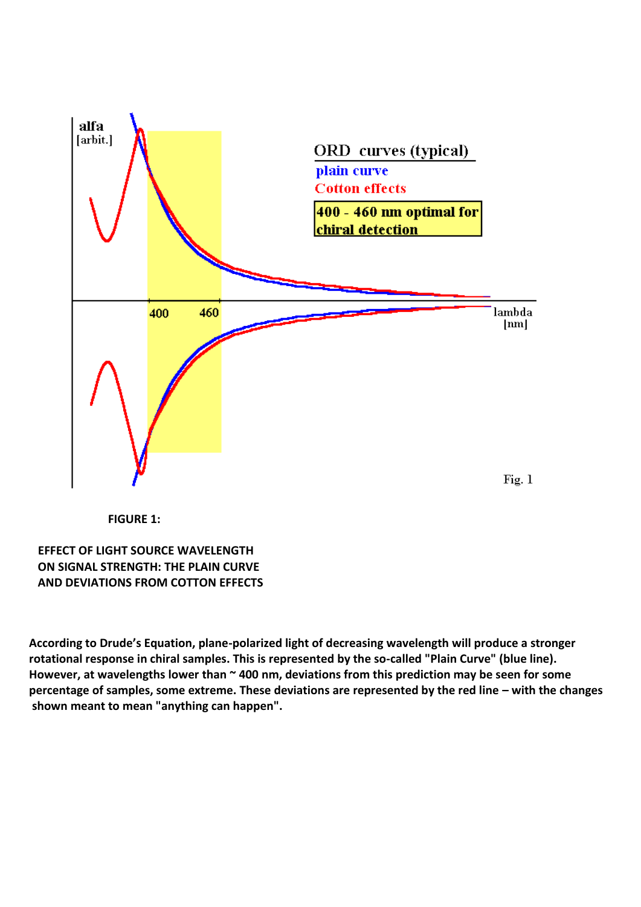**FIGURE 1:**

**EFFECT OF LIGHT SOURCE WAVELENGTH ON SIGNAL STRENGTH: THE PLAIN CURVE AND DEVIATIONS FROM COTTON EFFECTS**

**According to Drude's Equation, plane-polarized light of decreasing wavelength will produce a stronger rotational response in chiral samples. This is represented by the so-called "Plain Curve" (blue line). However, at wavelengths lower than ~ 400 nm, deviations from this prediction may be seen for some percentage of samples, some extreme. These deviations are represented by the red line – with the changes shown meant to mean "anything can happen".**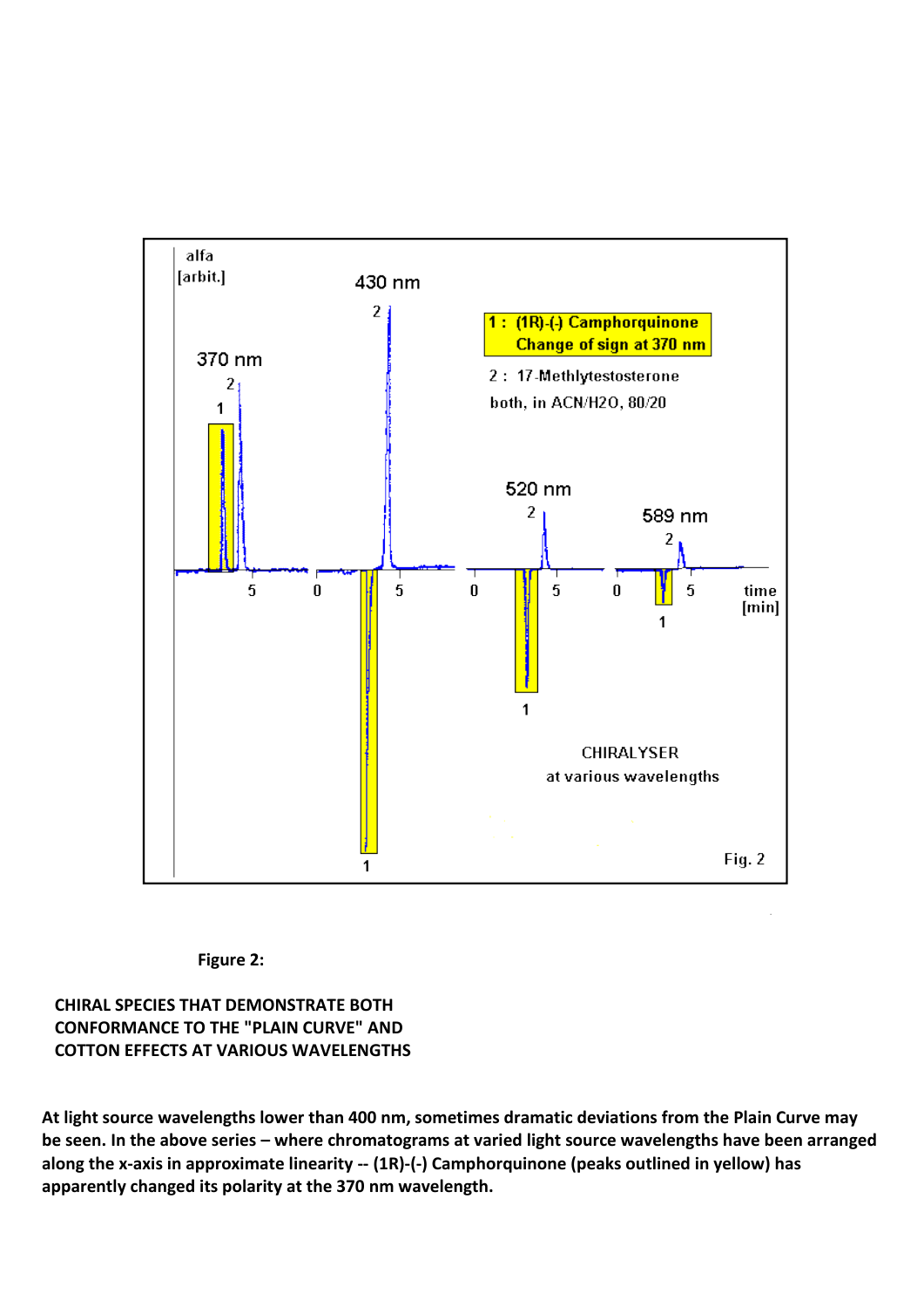**Figure 2:**

**CHIRAL SPECIES THAT DEMONSTRATE BOTH CONFORMANCE TO THE "PLAIN CURVE" AND COTTON EFFECTS AT VARIOUS WAVELENGTHS**

**At light source wavelengths lower than 400 nm, sometimes dramatic deviations from the Plain Curve may be seen. In the above series – where chromatograms at varied light source wavelengths have been arranged along the x-axis in approximate linearity -- (1R)-(-) Camphorquinone (peaks outlined in yellow) has apparently changed its polarity at the 370 nm wavelength.**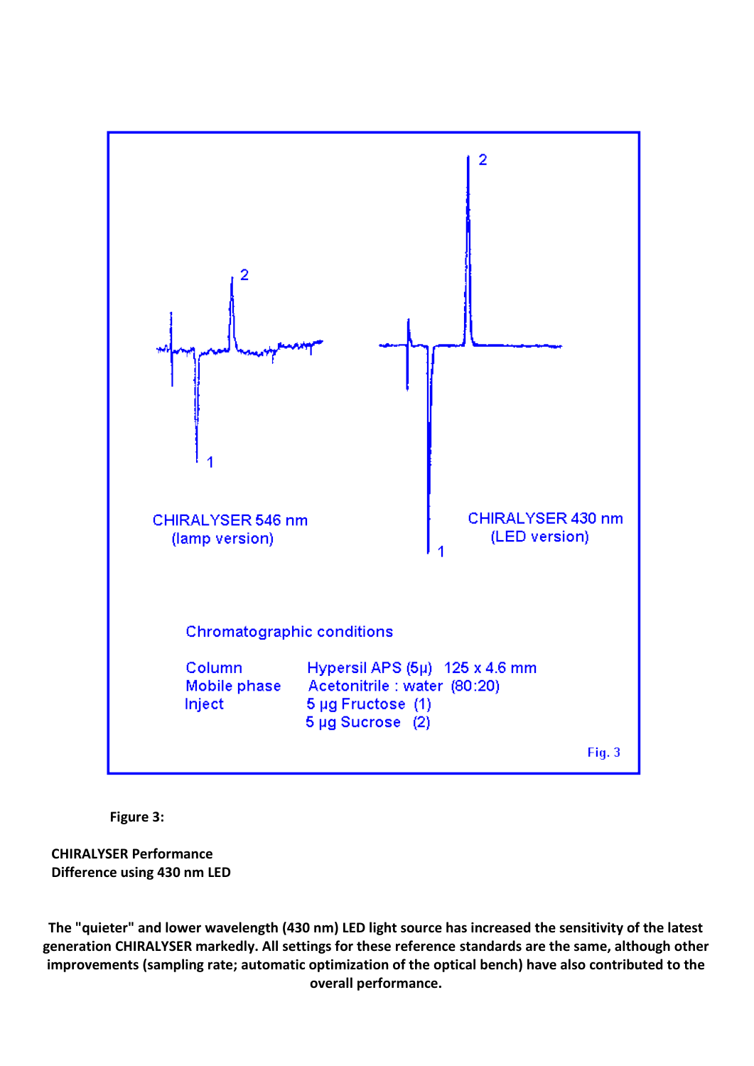2

1

CHIRALYSER 546 nm
(lamp version)

2

1

CHIRALYSER 430 nm
(LED version)

Chromatographic conditions

Column Hypersil APS (5μ) 125 x 4.6 mm
Mobile phase Acetonitrile : water (80:20)
Inject 5 μg Fructose (1)
5 μg Sucrose (2)

Fig. 3

**Figure 3:**

**CHIRALYSER Performance**
**Difference using 430 nm LED**

**The "quieter" and lower wavelength (430 nm) LED light source has increased the sensitivity of the latest generation CHIRALYSER markedly. All settings for these reference standards are the same, although other improvements (sampling rate; automatic optimization of the optical bench) have also contributed to the overall performance.**